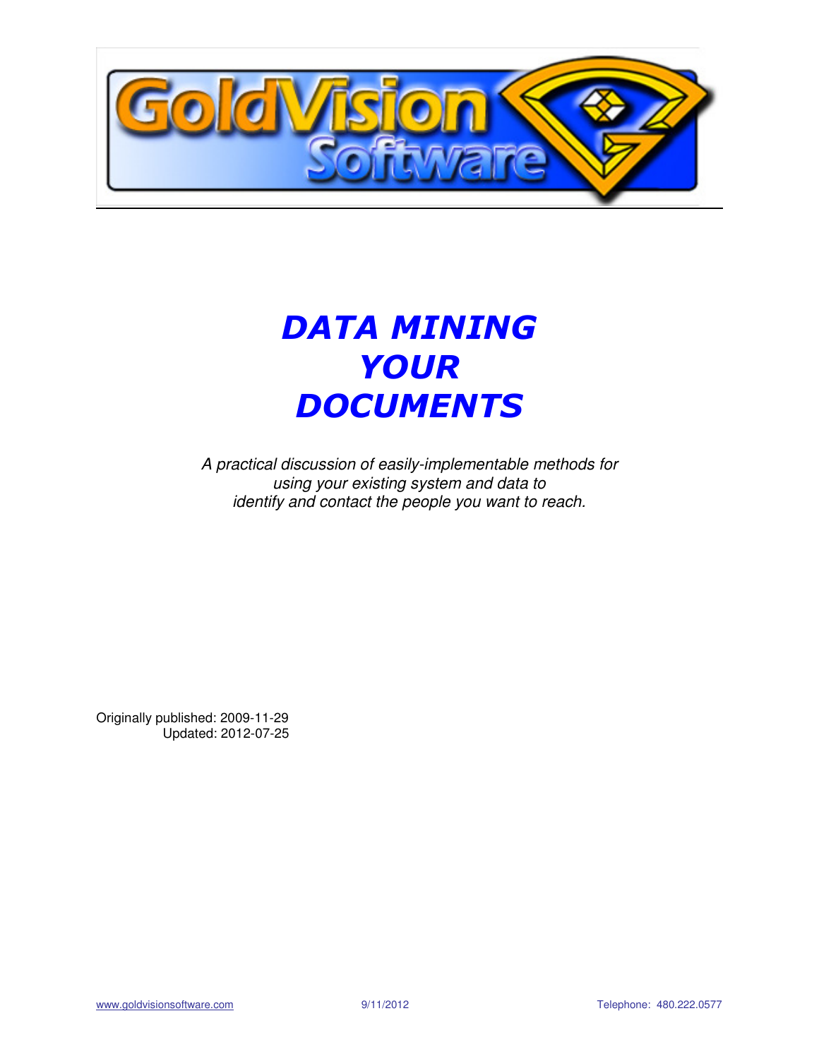# DATA MINING YOUR DOCUMENTS

*A practical discussion of easily-implementable methods for using your existing system and data to identify and contact the people you want to reach.*

Originally published: 2009-11-29
Updated: 2012-07-25

www.goldvisionsoftware.com 9/11/2012 Telephone: 480.222.0577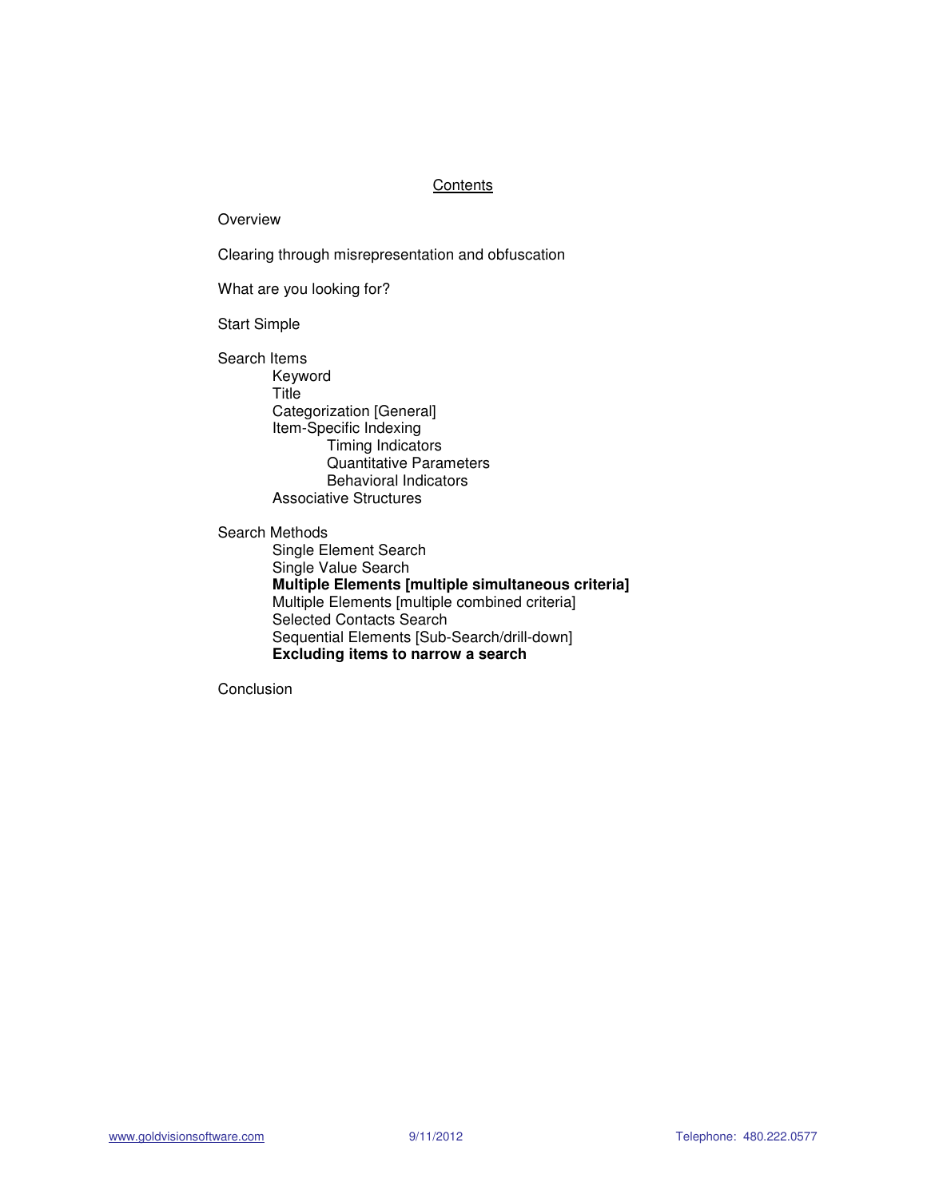## Contents

Overview

Clearing through misrepresentation and obfuscation

What are you looking for?

Start Simple

Search Items
- Keyword
- Title
- Categorization [General]
- Item-Specific Indexing
  - Timing Indicators
  - Quantitative Parameters
  - Behavioral Indicators
- Associative Structures

Search Methods
- Single Element Search
- Single Value Search
- **Multiple Elements [multiple simultaneous criteria]**
- Multiple Elements [multiple combined criteria]
- Selected Contacts Search
- Sequential Elements [Sub-Search/drill-down]
- **Excluding items to narrow a search**

Conclusion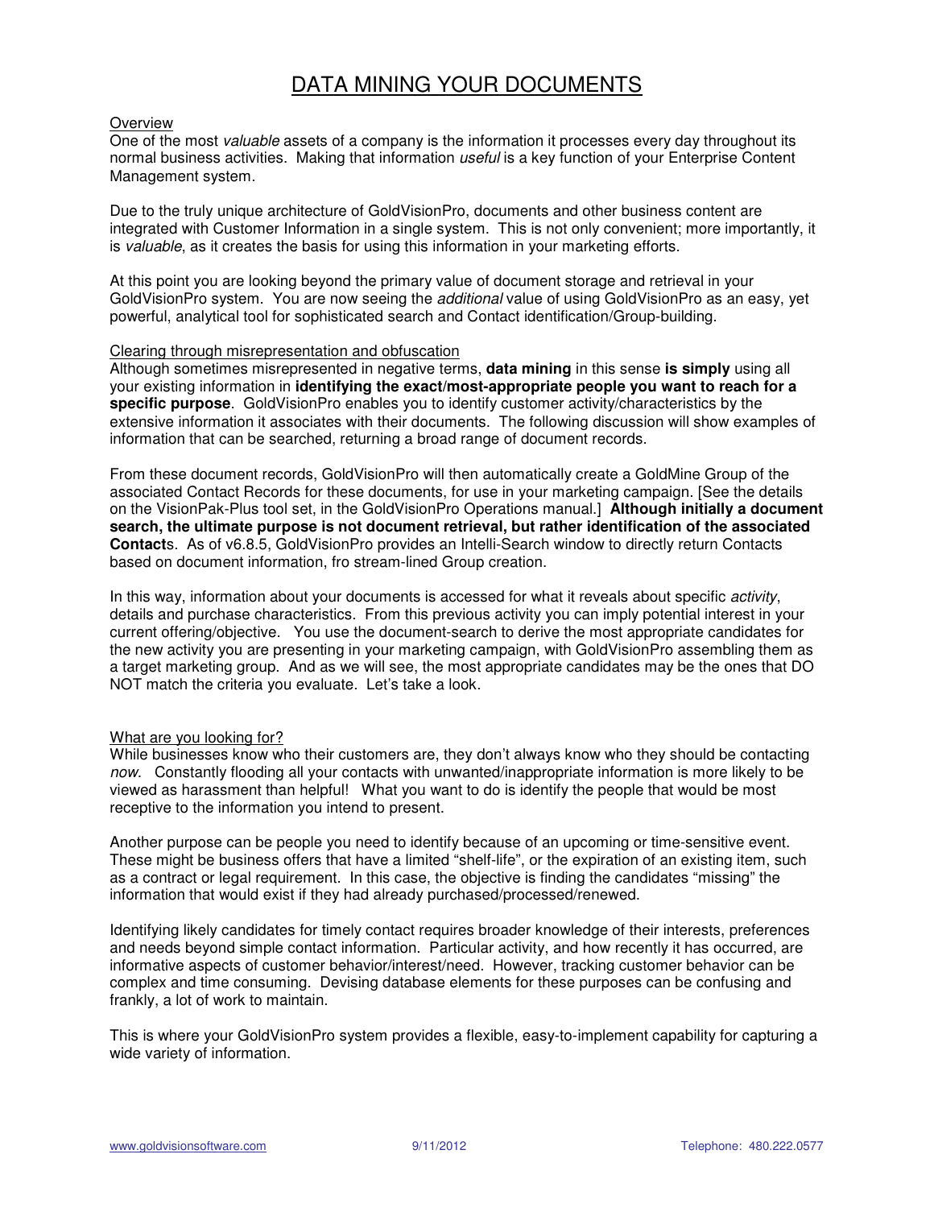# DATA MINING YOUR DOCUMENTS

Overview

One of the most *valuable* assets of a company is the information it processes every day throughout its normal business activities. Making that information *useful* is a key function of your Enterprise Content Management system.

Due to the truly unique architecture of GoldVisionPro, documents and other business content are integrated with Customer Information in a single system. This is not only convenient; more importantly, it is *valuable*, as it creates the basis for using this information in your marketing efforts.

At this point you are looking beyond the primary value of document storage and retrieval in your GoldVisionPro system. You are now seeing the *additional* value of using GoldVisionPro as an easy, yet powerful, analytical tool for sophisticated search and Contact identification/Group-building.

Clearing through misrepresentation and obfuscation

Although sometimes misrepresented in negative terms, **data mining** in this sense **is simply** using all your existing information in **identifying the exact/most-appropriate people you want to reach for a specific purpose**. GoldVisionPro enables you to identify customer activity/characteristics by the extensive information it associates with their documents. The following discussion will show examples of information that can be searched, returning a broad range of document records.

From these document records, GoldVisionPro will then automatically create a GoldMine Group of the associated Contact Records for these documents, for use in your marketing campaign. [See the details on the VisionPak-Plus tool set, in the GoldVisionPro Operations manual.] **Although initially a document search, the ultimate purpose is not document retrieval, but rather identification of the associated Contact**s. As of v6.8.5, GoldVisionPro provides an Intelli-Search window to directly return Contacts based on document information, fro stream-lined Group creation.

In this way, information about your documents is accessed for what it reveals about specific *activity*, details and purchase characteristics. From this previous activity you can imply potential interest in your current offering/objective. You use the document-search to derive the most appropriate candidates for the new activity you are presenting in your marketing campaign, with GoldVisionPro assembling them as a target marketing group. And as we will see, the most appropriate candidates may be the ones that DO NOT match the criteria you evaluate. Let's take a look.

What are you looking for?

While businesses know who their customers are, they don't always know who they should be contacting *now*. Constantly flooding all your contacts with unwanted/inappropriate information is more likely to be viewed as harassment than helpful! What you want to do is identify the people that would be most receptive to the information you intend to present.

Another purpose can be people you need to identify because of an upcoming or time-sensitive event. These might be business offers that have a limited "shelf-life", or the expiration of an existing item, such as a contract or legal requirement. In this case, the objective is finding the candidates "missing" the information that would exist if they had already purchased/processed/renewed.

Identifying likely candidates for timely contact requires broader knowledge of their interests, preferences and needs beyond simple contact information. Particular activity, and how recently it has occurred, are informative aspects of customer behavior/interest/need. However, tracking customer behavior can be complex and time consuming. Devising database elements for these purposes can be confusing and frankly, a lot of work to maintain.

This is where your GoldVisionPro system provides a flexible, easy-to-implement capability for capturing a wide variety of information.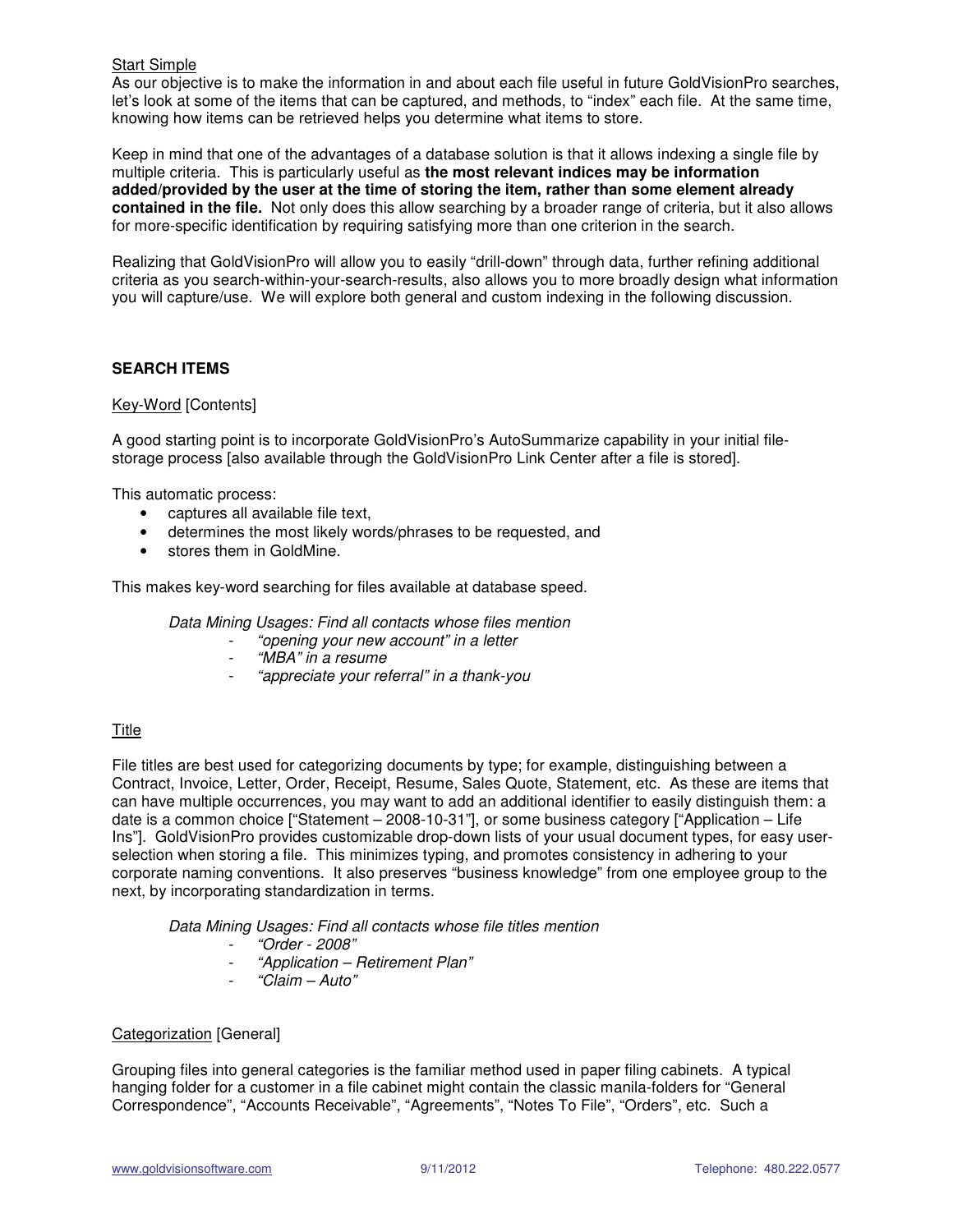Start Simple

As our objective is to make the information in and about each file useful in future GoldVisionPro searches, let's look at some of the items that can be captured, and methods, to "index" each file. At the same time, knowing how items can be retrieved helps you determine what items to store.

Keep in mind that one of the advantages of a database solution is that it allows indexing a single file by multiple criteria. This is particularly useful as **the most relevant indices may be information added/provided by the user at the time of storing the item, rather than some element already contained in the file.** Not only does this allow searching by a broader range of criteria, but it also allows for more-specific identification by requiring satisfying more than one criterion in the search.

Realizing that GoldVisionPro will allow you to easily "drill-down" through data, further refining additional criteria as you search-within-your-search-results, also allows you to more broadly design what information you will capture/use. We will explore both general and custom indexing in the following discussion.

**SEARCH ITEMS**

Key-Word [Contents]

A good starting point is to incorporate GoldVisionPro's AutoSummarize capability in your initial file-storage process [also available through the GoldVisionPro Link Center after a file is stored].

This automatic process:

- captures all available file text,
- determines the most likely words/phrases to be requested, and
- stores them in GoldMine.

This makes key-word searching for files available at database speed.

*Data Mining Usages: Find all contacts whose files mention*

- *"opening your new account" in a letter*
- *"MBA" in a resume*
- *"appreciate your referral" in a thank-you*

Title

File titles are best used for categorizing documents by type; for example, distinguishing between a Contract, Invoice, Letter, Order, Receipt, Resume, Sales Quote, Statement, etc. As these are items that can have multiple occurrences, you may want to add an additional identifier to easily distinguish them: a date is a common choice ["Statement – 2008-10-31"], or some business category ["Application – Life Ins"]. GoldVisionPro provides customizable drop-down lists of your usual document types, for easy user-selection when storing a file. This minimizes typing, and promotes consistency in adhering to your corporate naming conventions. It also preserves "business knowledge" from one employee group to the next, by incorporating standardization in terms.

*Data Mining Usages: Find all contacts whose file titles mention*

- *"Order - 2008"*
- *"Application – Retirement Plan"*
- *"Claim – Auto"*

Categorization [General]

Grouping files into general categories is the familiar method used in paper filing cabinets. A typical hanging folder for a customer in a file cabinet might contain the classic manila-folders for "General Correspondence", "Accounts Receivable", "Agreements", "Notes To File", "Orders", etc. Such a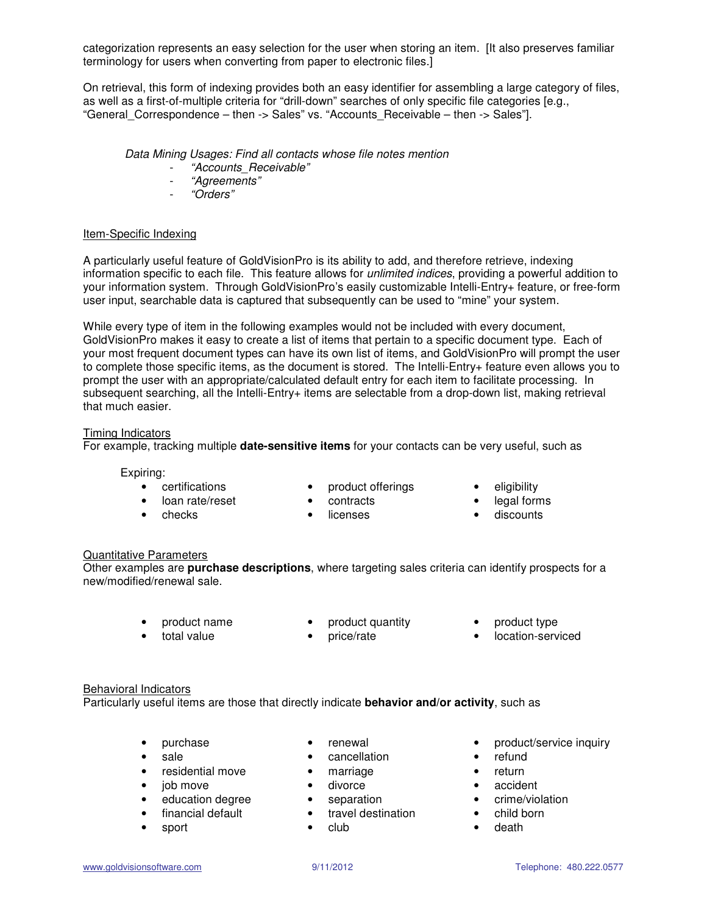categorization represents an easy selection for the user when storing an item. [It also preserves familiar terminology for users when converting from paper to electronic files.]

On retrieval, this form of indexing provides both an easy identifier for assembling a large category of files, as well as a first-of-multiple criteria for “drill-down” searches of only specific file categories [e.g., “General_Correspondence – then -> Sales” vs. “Accounts_Receivable – then -> Sales”].

*Data Mining Usages: Find all contacts whose file notes mention*

- *“Accounts_Receivable”*
- *“Agreements”*
- *“Orders”*

<u>Item-Specific Indexing</u>

A particularly useful feature of GoldVisionPro is its ability to add, and therefore retrieve, indexing information specific to each file. This feature allows for *unlimited indices*, providing a powerful addition to your information system. Through GoldVisionPro’s easily customizable Intelli-Entry+ feature, or free-form user input, searchable data is captured that subsequently can be used to “mine” your system.

While every type of item in the following examples would not be included with every document, GoldVisionPro makes it easy to create a list of items that pertain to a specific document type. Each of your most frequent document types can have its own list of items, and GoldVisionPro will prompt the user to complete those specific items, as the document is stored. The Intelli-Entry+ feature even allows you to prompt the user with an appropriate/calculated default entry for each item to facilitate processing. In subsequent searching, all the Intelli-Entry+ items are selectable from a drop-down list, making retrieval that much easier.

<u>Timing Indicators</u>

For example, tracking multiple **date-sensitive items** for your contacts can be very useful, such as

Expiring:

- certifications
- loan rate/reset
- checks
- product offerings
- contracts
- licenses
- eligibility
- legal forms
- discounts

<u>Quantitative Parameters</u>

Other examples are **purchase descriptions**, where targeting sales criteria can identify prospects for a new/modified/renewal sale.

- product name
- total value
- product quantity
- price/rate
- product type
- location-serviced

<u>Behavioral Indicators</u>

Particularly useful items are those that directly indicate **behavior and/or activity**, such as

- purchase
- sale
- residential move
- job move
- education degree
- financial default
- sport
- renewal
- cancellation
- marriage
- divorce
- separation
- travel destination
- club
- product/service inquiry
- refund
- return
- accident
- crime/violation
- child born
- death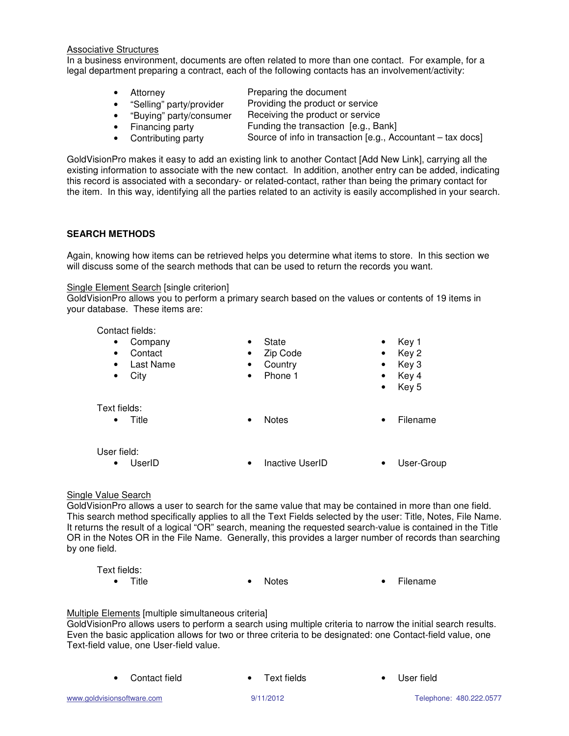Associative Structures

In a business environment, documents are often related to more than one contact. For example, for a legal department preparing a contract, each of the following contacts has an involvement/activity:

- Attorney — Preparing the document
- "Selling" party/provider — Providing the product or service
- "Buying" party/consumer — Receiving the product or service
- Financing party — Funding the transaction [e.g., Bank]
- Contributing party — Source of info in transaction [e.g., Accountant – tax docs]

GoldVisionPro makes it easy to add an existing link to another Contact [Add New Link], carrying all the existing information to associate with the new contact. In addition, another entry can be added, indicating this record is associated with a secondary- or related-contact, rather than being the primary contact for the item. In this way, identifying all the parties related to an activity is easily accomplished in your search.

## SEARCH METHODS

Again, knowing how items can be retrieved helps you determine what items to store. In this section we will discuss some of the search methods that can be used to return the records you want.

Single Element Search [single criterion]

GoldVisionPro allows you to perform a primary search based on the values or contents of 19 items in your database. These items are:

Contact fields:

- Company
- Contact
- Last Name
- City
- State
- Zip Code
- Country
- Phone 1
- Key 1
- Key 2
- Key 3
- Key 4
- Key 5

Text fields:

- Title
- Notes
- Filename

User field:

- UserID
- Inactive UserID
- User-Group

Single Value Search

GoldVisionPro allows a user to search for the same value that may be contained in more than one field. This search method specifically applies to all the Text Fields selected by the user: Title, Notes, File Name. It returns the result of a logical "OR" search, meaning the requested search-value is contained in the Title OR in the Notes OR in the File Name. Generally, this provides a larger number of records than searching by one field.

Text fields:

- Title
- Notes
- Filename

Multiple Elements [multiple simultaneous criteria]

GoldVisionPro allows users to perform a search using multiple criteria to narrow the initial search results. Even the basic application allows for two or three criteria to be designated: one Contact-field value, one Text-field value, one User-field value.

- Contact field
- Text fields
- User field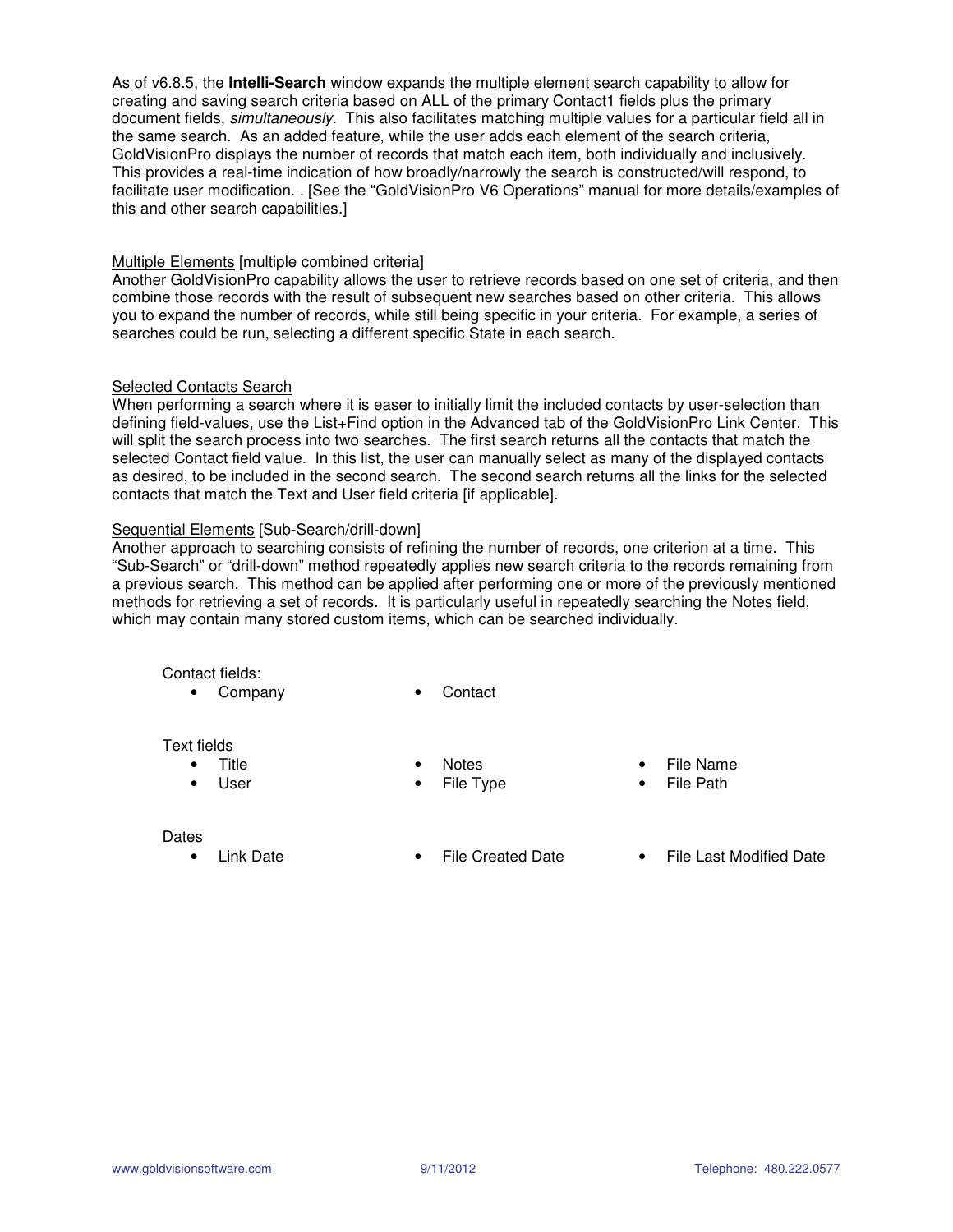As of v6.8.5, the **Intelli-Search** window expands the multiple element search capability to allow for creating and saving search criteria based on ALL of the primary Contact1 fields plus the primary document fields, *simultaneously*. This also facilitates matching multiple values for a particular field all in the same search. As an added feature, while the user adds each element of the search criteria, GoldVisionPro displays the number of records that match each item, both individually and inclusively. This provides a real-time indication of how broadly/narrowly the search is constructed/will respond, to facilitate user modification. . [See the "GoldVisionPro V6 Operations" manual for more details/examples of this and other search capabilities.]

Multiple Elements [multiple combined criteria]
Another GoldVisionPro capability allows the user to retrieve records based on one set of criteria, and then combine those records with the result of subsequent new searches based on other criteria. This allows you to expand the number of records, while still being specific in your criteria. For example, a series of searches could be run, selecting a different specific State in each search.

Selected Contacts Search
When performing a search where it is easer to initially limit the included contacts by user-selection than defining field-values, use the List+Find option in the Advanced tab of the GoldVisionPro Link Center. This will split the search process into two searches. The first search returns all the contacts that match the selected Contact field value. In this list, the user can manually select as many of the displayed contacts as desired, to be included in the second search. The second search returns all the links for the selected contacts that match the Text and User field criteria [if applicable].

Sequential Elements [Sub-Search/drill-down]
Another approach to searching consists of refining the number of records, one criterion at a time. This "Sub-Search" or "drill-down" method repeatedly applies new search criteria to the records remaining from a previous search. This method can be applied after performing one or more of the previously mentioned methods for retrieving a set of records. It is particularly useful in repeatedly searching the Notes field, which may contain many stored custom items, which can be searched individually.

Contact fields:

- Company
- Contact

Text fields

- Title
- User
- Notes
- File Type
- File Name
- File Path

Dates

- Link Date
- File Created Date
- File Last Modified Date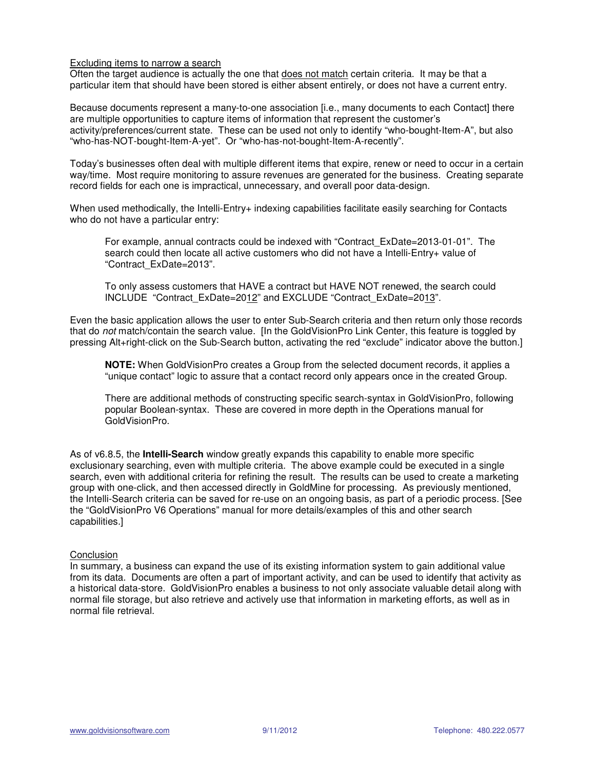Excluding items to narrow a search

Often the target audience is actually the one that does not match certain criteria. It may be that a particular item that should have been stored is either absent entirely, or does not have a current entry.

Because documents represent a many-to-one association [i.e., many documents to each Contact] there are multiple opportunities to capture items of information that represent the customer's activity/preferences/current state. These can be used not only to identify "who-bought-Item-A", but also "who-has-NOT-bought-Item-A-yet". Or "who-has-not-bought-Item-A-recently".

Today's businesses often deal with multiple different items that expire, renew or need to occur in a certain way/time. Most require monitoring to assure revenues are generated for the business. Creating separate record fields for each one is impractical, unnecessary, and overall poor data-design.

When used methodically, the Intelli-Entry+ indexing capabilities facilitate easily searching for Contacts who do not have a particular entry:

> For example, annual contracts could be indexed with "Contract_ExDate=2013-01-01". The search could then locate all active customers who did not have a Intelli-Entry+ value of "Contract_ExDate=2013".
>
> To only assess customers that HAVE a contract but HAVE NOT renewed, the search could INCLUDE "Contract_ExDate=2012" and EXCLUDE "Contract_ExDate=2013".

Even the basic application allows the user to enter Sub-Search criteria and then return only those records that do *not* match/contain the search value. [In the GoldVisionPro Link Center, this feature is toggled by pressing Alt+right-click on the Sub-Search button, activating the red "exclude" indicator above the button.]

> **NOTE:** When GoldVisionPro creates a Group from the selected document records, it applies a "unique contact" logic to assure that a contact record only appears once in the created Group.
>
> There are additional methods of constructing specific search-syntax in GoldVisionPro, following popular Boolean-syntax. These are covered in more depth in the Operations manual for GoldVisionPro.

As of v6.8.5, the **Intelli-Search** window greatly expands this capability to enable more specific exclusionary searching, even with multiple criteria. The above example could be executed in a single search, even with additional criteria for refining the result. The results can be used to create a marketing group with one-click, and then accessed directly in GoldMine for processing. As previously mentioned, the Intelli-Search criteria can be saved for re-use on an ongoing basis, as part of a periodic process. [See the "GoldVisionPro V6 Operations" manual for more details/examples of this and other search capabilities.]

Conclusion

In summary, a business can expand the use of its existing information system to gain additional value from its data. Documents are often a part of important activity, and can be used to identify that activity as a historical data-store. GoldVisionPro enables a business to not only associate valuable detail along with normal file storage, but also retrieve and actively use that information in marketing efforts, as well as in normal file retrieval.